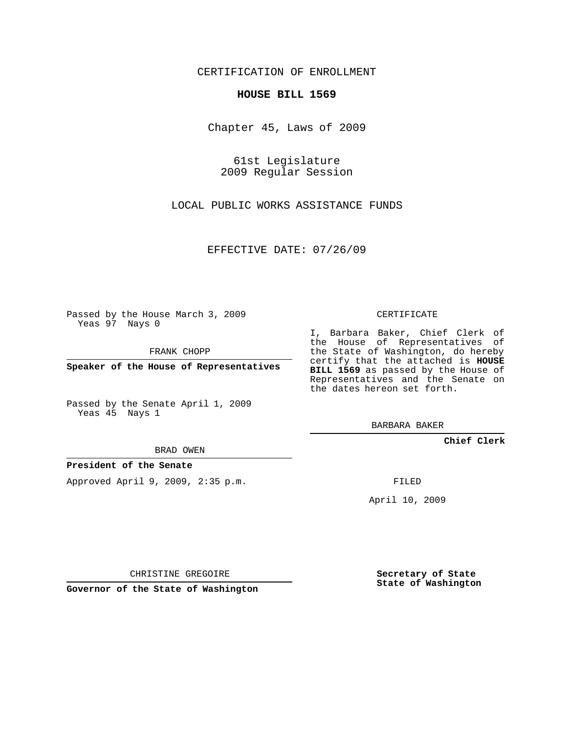CERTIFICATION OF ENROLLMENT

**HOUSE BILL 1569**

Chapter 45, Laws of 2009

61st Legislature
2009 Regular Session

LOCAL PUBLIC WORKS ASSISTANCE FUNDS

EFFECTIVE DATE: 07/26/09

Passed by the House March 3, 2009
Yeas 97 Nays 0

FRANK CHOPP

**Speaker of the House of Representatives**

Passed by the Senate April 1, 2009
Yeas 45 Nays 1

BRAD OWEN

**President of the Senate**

Approved April 9, 2009, 2:35 p.m.

CHRISTINE GREGOIRE

**Governor of the State of Washington**

CERTIFICATE

I, Barbara Baker, Chief Clerk of the House of Representatives of the State of Washington, do hereby certify that the attached is **HOUSE BILL 1569** as passed by the House of Representatives and the Senate on the dates hereon set forth.

BARBARA BAKER

**Chief Clerk**

FILED

April 10, 2009

**Secretary of State**
**State of Washington**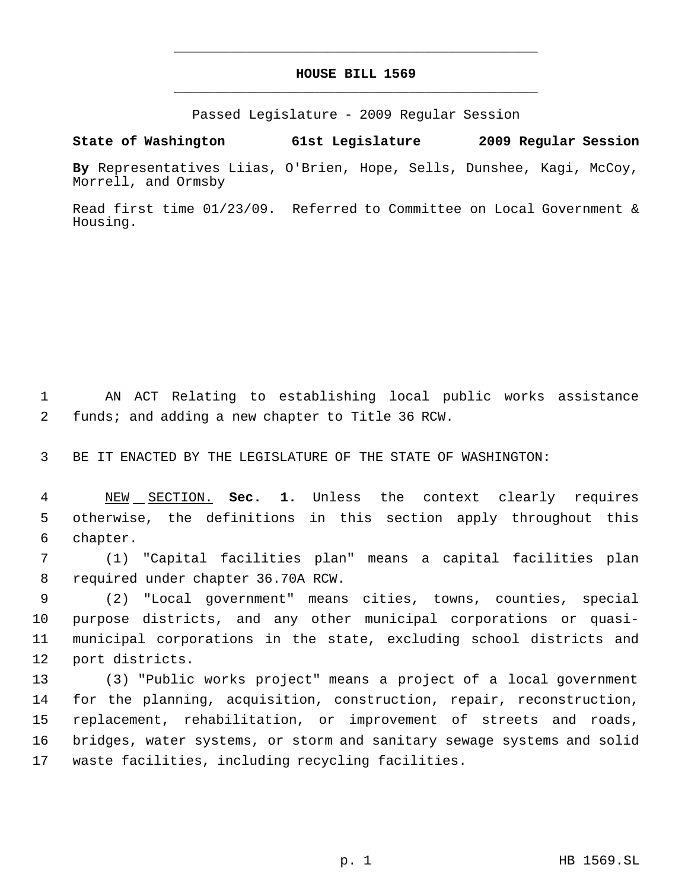# HOUSE BILL 1569

Passed Legislature - 2009 Regular Session

**State of Washington 61st Legislature 2009 Regular Session**

**By** Representatives Liias, O'Brien, Hope, Sells, Dunshee, Kagi, McCoy, Morrell, and Ormsby

Read first time 01/23/09. Referred to Committee on Local Government & Housing.

AN ACT Relating to establishing local public works assistance funds; and adding a new chapter to Title 36 RCW.

BE IT ENACTED BY THE LEGISLATURE OF THE STATE OF WASHINGTON:

NEW SECTION. **Sec. 1.** Unless the context clearly requires otherwise, the definitions in this section apply throughout this chapter.

(1) "Capital facilities plan" means a capital facilities plan required under chapter 36.70A RCW.

(2) "Local government" means cities, towns, counties, special purpose districts, and any other municipal corporations or quasi-municipal corporations in the state, excluding school districts and port districts.

(3) "Public works project" means a project of a local government for the planning, acquisition, construction, repair, reconstruction, replacement, rehabilitation, or improvement of streets and roads, bridges, water systems, or storm and sanitary sewage systems and solid waste facilities, including recycling facilities.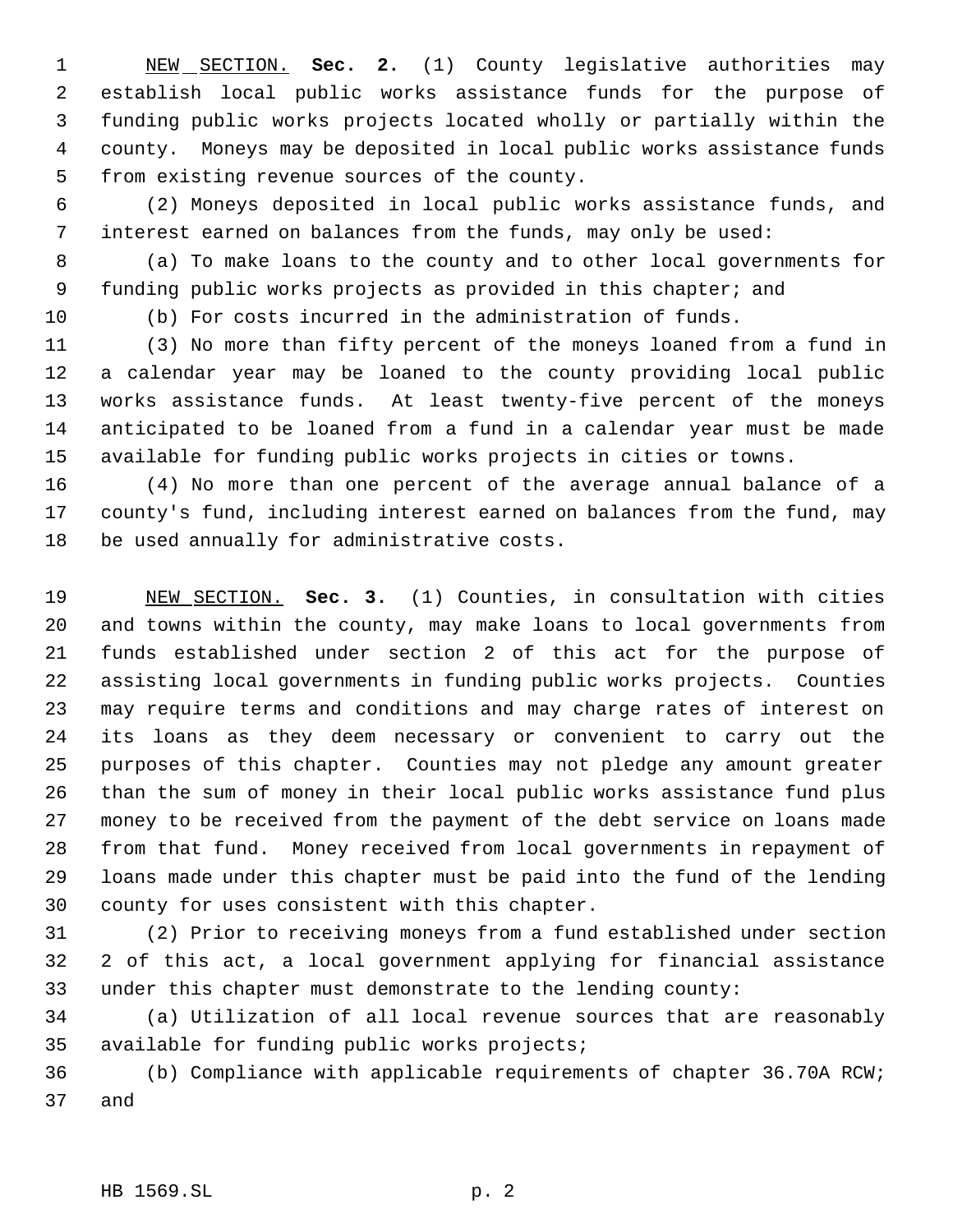NEW SECTION. **Sec. 2.** (1) County legislative authorities may establish local public works assistance funds for the purpose of funding public works projects located wholly or partially within the county. Moneys may be deposited in local public works assistance funds from existing revenue sources of the county.

(2) Moneys deposited in local public works assistance funds, and interest earned on balances from the funds, may only be used:

(a) To make loans to the county and to other local governments for funding public works projects as provided in this chapter; and

(b) For costs incurred in the administration of funds.

(3) No more than fifty percent of the moneys loaned from a fund in a calendar year may be loaned to the county providing local public works assistance funds. At least twenty-five percent of the moneys anticipated to be loaned from a fund in a calendar year must be made available for funding public works projects in cities or towns.

(4) No more than one percent of the average annual balance of a county's fund, including interest earned on balances from the fund, may be used annually for administrative costs.

NEW SECTION. **Sec. 3.** (1) Counties, in consultation with cities and towns within the county, may make loans to local governments from funds established under section 2 of this act for the purpose of assisting local governments in funding public works projects. Counties may require terms and conditions and may charge rates of interest on its loans as they deem necessary or convenient to carry out the purposes of this chapter. Counties may not pledge any amount greater than the sum of money in their local public works assistance fund plus money to be received from the payment of the debt service on loans made from that fund. Money received from local governments in repayment of loans made under this chapter must be paid into the fund of the lending county for uses consistent with this chapter.

(2) Prior to receiving moneys from a fund established under section 2 of this act, a local government applying for financial assistance under this chapter must demonstrate to the lending county:

(a) Utilization of all local revenue sources that are reasonably available for funding public works projects;

(b) Compliance with applicable requirements of chapter 36.70A RCW; and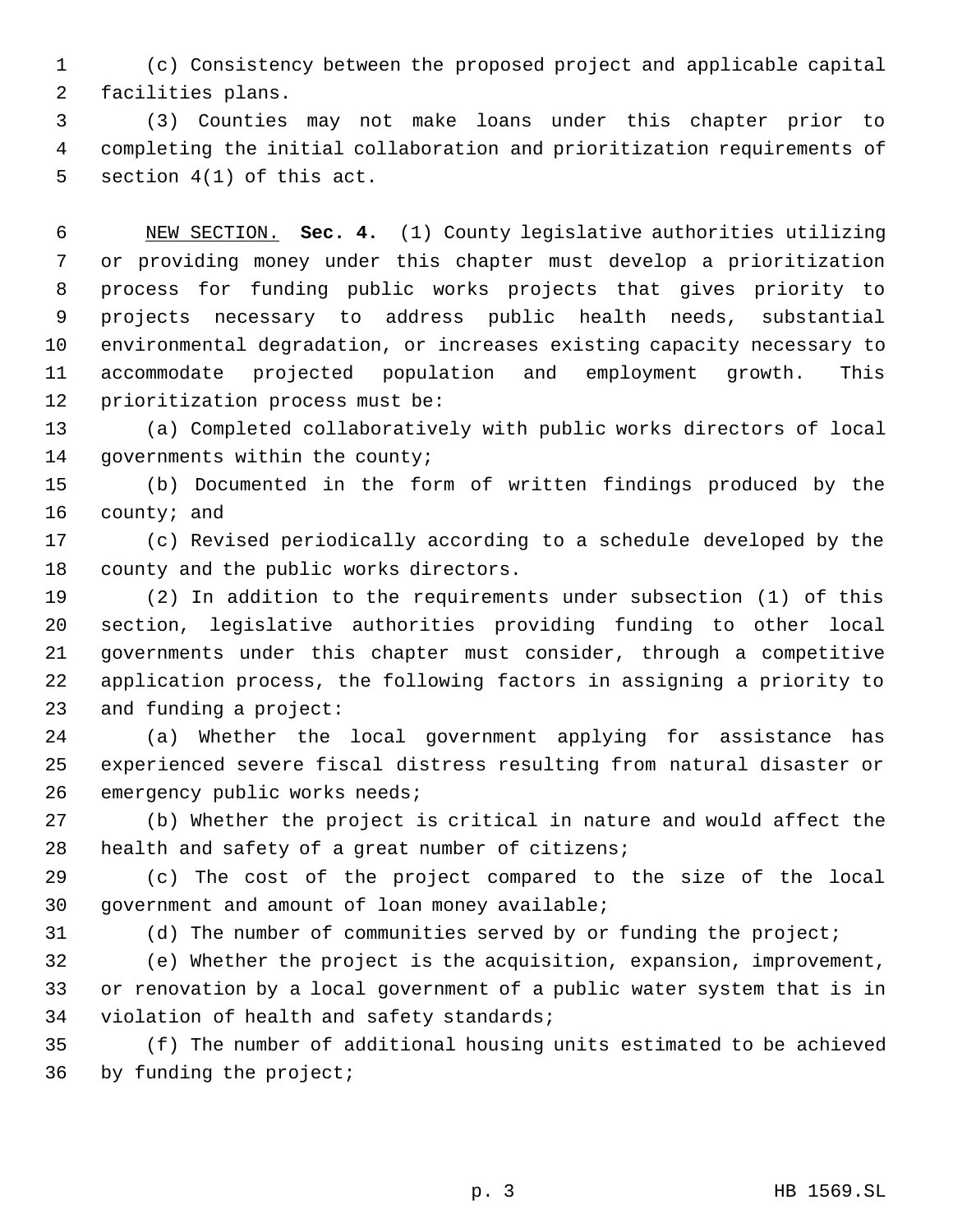(c) Consistency between the proposed project and applicable capital facilities plans.

(3) Counties may not make loans under this chapter prior to completing the initial collaboration and prioritization requirements of section 4(1) of this act.

NEW SECTION. **Sec. 4.** (1) County legislative authorities utilizing or providing money under this chapter must develop a prioritization process for funding public works projects that gives priority to projects necessary to address public health needs, substantial environmental degradation, or increases existing capacity necessary to accommodate projected population and employment growth. This prioritization process must be:

(a) Completed collaboratively with public works directors of local governments within the county;

(b) Documented in the form of written findings produced by the county; and

(c) Revised periodically according to a schedule developed by the county and the public works directors.

(2) In addition to the requirements under subsection (1) of this section, legislative authorities providing funding to other local governments under this chapter must consider, through a competitive application process, the following factors in assigning a priority to and funding a project:

(a) Whether the local government applying for assistance has experienced severe fiscal distress resulting from natural disaster or emergency public works needs;

(b) Whether the project is critical in nature and would affect the health and safety of a great number of citizens;

(c) The cost of the project compared to the size of the local government and amount of loan money available;

(d) The number of communities served by or funding the project;

(e) Whether the project is the acquisition, expansion, improvement, or renovation by a local government of a public water system that is in violation of health and safety standards;

(f) The number of additional housing units estimated to be achieved by funding the project;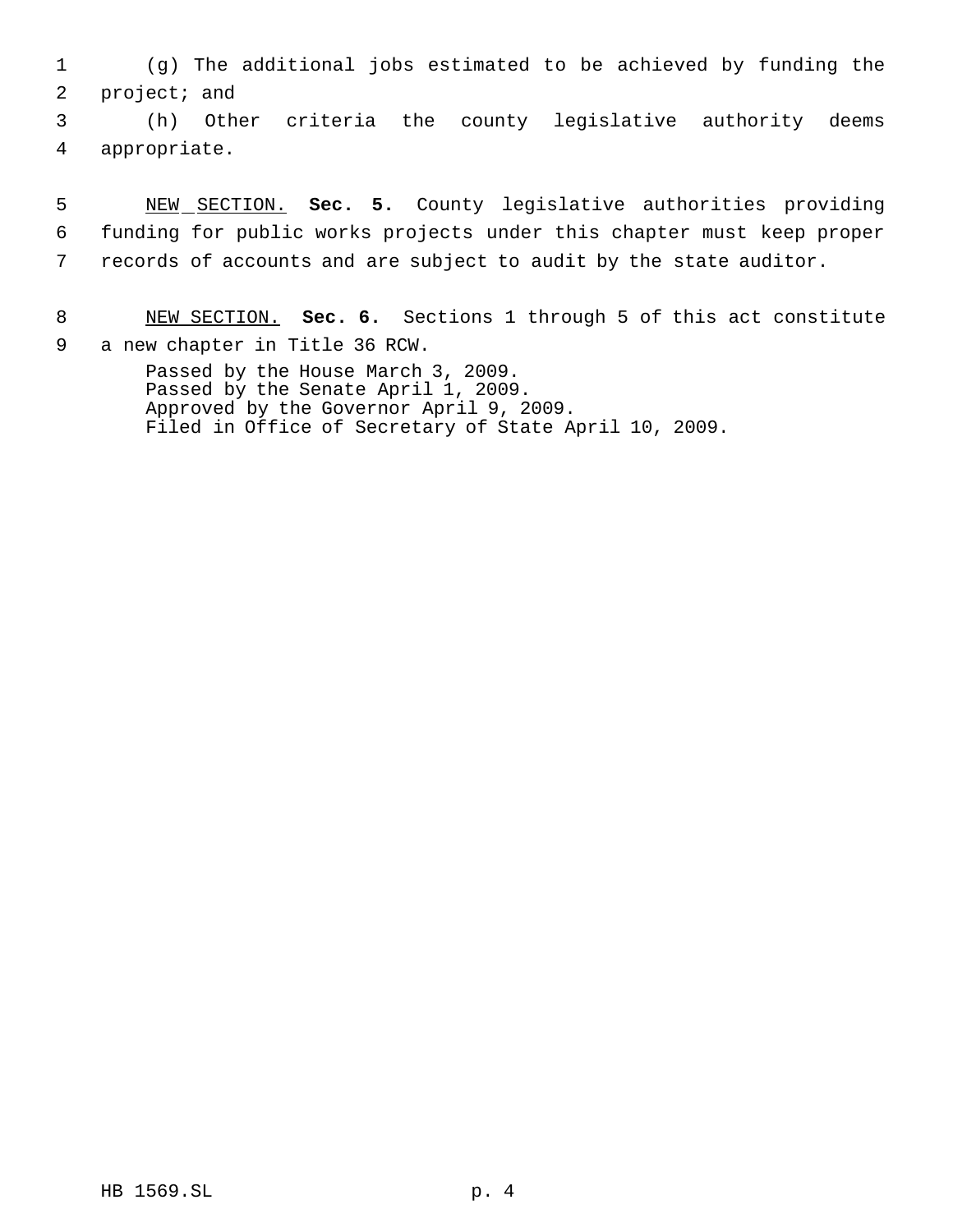(g) The additional jobs estimated to be achieved by funding the project; and

(h) Other criteria the county legislative authority deems appropriate.

NEW SECTION. **Sec. 5.** County legislative authorities providing funding for public works projects under this chapter must keep proper records of accounts and are subject to audit by the state auditor.

NEW SECTION. **Sec. 6.** Sections 1 through 5 of this act constitute a new chapter in Title 36 RCW.

Passed by the House March 3, 2009.
Passed by the Senate April 1, 2009.
Approved by the Governor April 9, 2009.
Filed in Office of Secretary of State April 10, 2009.